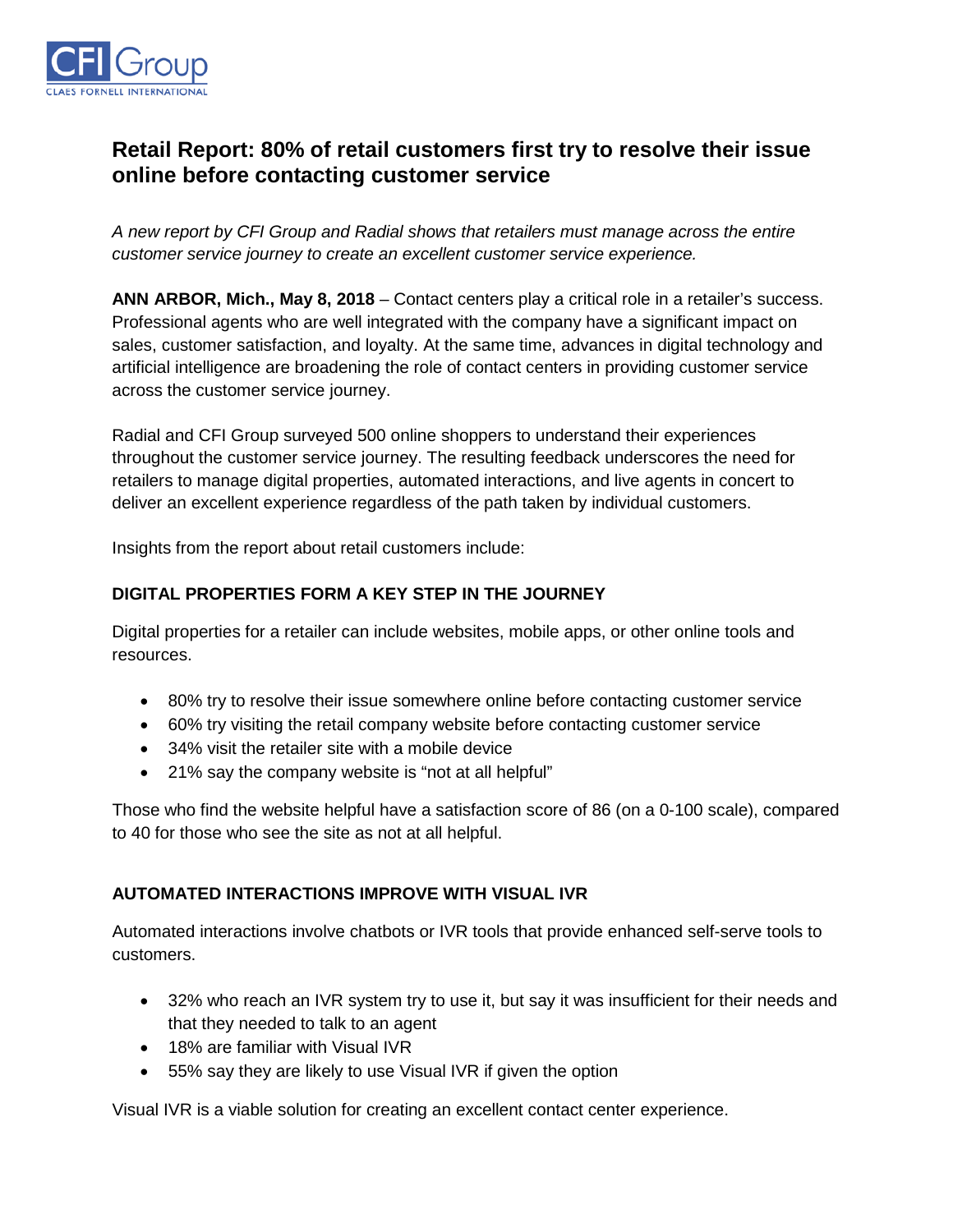CFI Group
CLAES FORNELL INTERNATIONAL

# Retail Report: 80% of retail customers first try to resolve their issue online before contacting customer service

*A new report by CFI Group and Radial shows that retailers must manage across the entire customer service journey to create an excellent customer service experience.*

**ANN ARBOR, Mich., May 8, 2018** – Contact centers play a critical role in a retailer's success. Professional agents who are well integrated with the company have a significant impact on sales, customer satisfaction, and loyalty. At the same time, advances in digital technology and artificial intelligence are broadening the role of contact centers in providing customer service across the customer service journey.

Radial and CFI Group surveyed 500 online shoppers to understand their experiences throughout the customer service journey. The resulting feedback underscores the need for retailers to manage digital properties, automated interactions, and live agents in concert to deliver an excellent experience regardless of the path taken by individual customers.

Insights from the report about retail customers include:

## DIGITAL PROPERTIES FORM A KEY STEP IN THE JOURNEY

Digital properties for a retailer can include websites, mobile apps, or other online tools and resources.

- 80% try to resolve their issue somewhere online before contacting customer service
- 60% try visiting the retail company website before contacting customer service
- 34% visit the retailer site with a mobile device
- 21% say the company website is "not at all helpful"

Those who find the website helpful have a satisfaction score of 86 (on a 0-100 scale), compared to 40 for those who see the site as not at all helpful.

## AUTOMATED INTERACTIONS IMPROVE WITH VISUAL IVR

Automated interactions involve chatbots or IVR tools that provide enhanced self-serve tools to customers.

- 32% who reach an IVR system try to use it, but say it was insufficient for their needs and that they needed to talk to an agent
- 18% are familiar with Visual IVR
- 55% say they are likely to use Visual IVR if given the option

Visual IVR is a viable solution for creating an excellent contact center experience.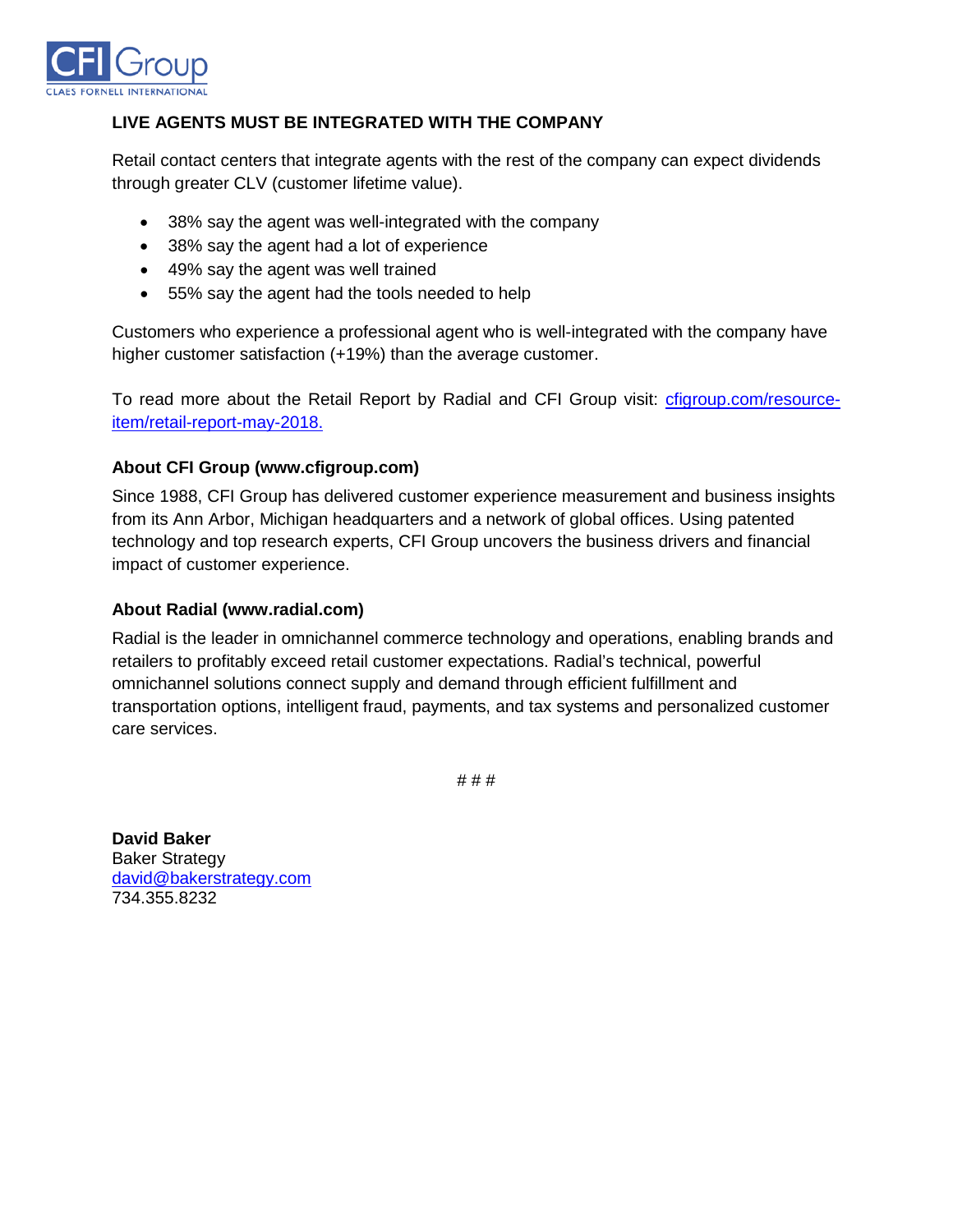**LIVE AGENTS MUST BE INTEGRATED WITH THE COMPANY**

Retail contact centers that integrate agents with the rest of the company can expect dividends through greater CLV (customer lifetime value).

- 38% say the agent was well-integrated with the company
- 38% say the agent had a lot of experience
- 49% say the agent was well trained
- 55% say the agent had the tools needed to help

Customers who experience a professional agent who is well-integrated with the company have higher customer satisfaction (+19%) than the average customer.

To read more about the Retail Report by Radial and CFI Group visit: [cfigroup.com/resource-item/retail-report-may-2018.](cfigroup.com/resource-item/retail-report-may-2018)

**About CFI Group (www.cfigroup.com)**

Since 1988, CFI Group has delivered customer experience measurement and business insights from its Ann Arbor, Michigan headquarters and a network of global offices. Using patented technology and top research experts, CFI Group uncovers the business drivers and financial impact of customer experience.

**About Radial (www.radial.com)**

Radial is the leader in omnichannel commerce technology and operations, enabling brands and retailers to profitably exceed retail customer expectations. Radial's technical, powerful omnichannel solutions connect supply and demand through efficient fulfillment and transportation options, intelligent fraud, payments, and tax systems and personalized customer care services.

# # #

**David Baker**
Baker Strategy
[david@bakerstrategy.com](mailto:david@bakerstrategy.com)
734.355.8232